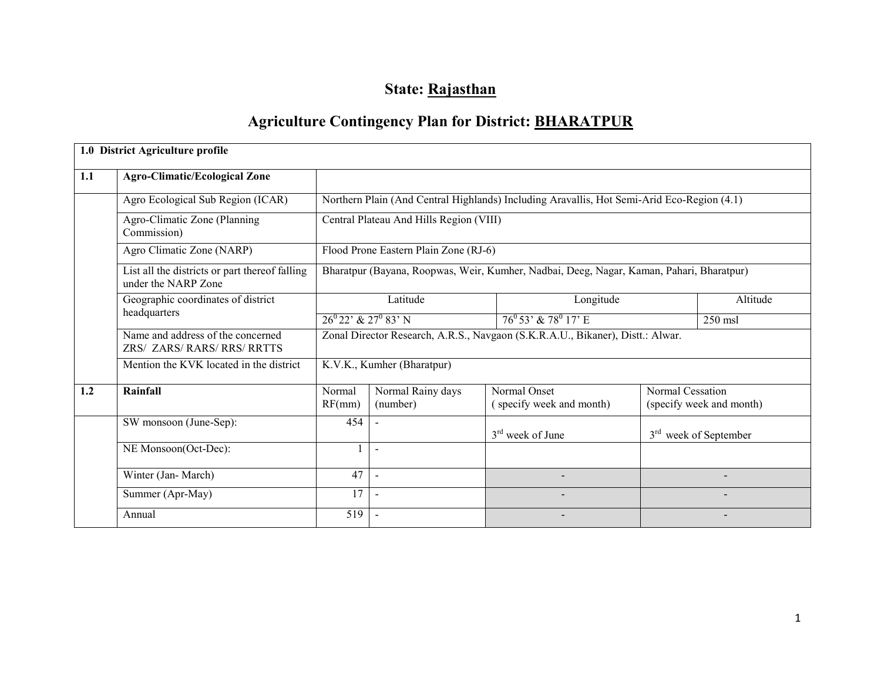# State: Rajasthan

## Agriculture Contingency Plan for District: BHARATPUR

| 1.0 District Agriculture profile | | | | | |
|---|---|---|---|---|---|
| **1.1** | **Agro-Climatic/Ecological Zone** | | | | |
| | Agro Ecological Sub Region (ICAR) | Northern Plain (And Central Highlands) Including Aravallis, Hot Semi-Arid Eco-Region (4.1) | | | |
| | Agro-Climatic Zone (Planning Commission) | Central Plateau And Hills Region (VIII) | | | |
| | Agro Climatic Zone (NARP) | Flood Prone Eastern Plain Zone (RJ-6) | | | |
| | List all the districts or part thereof falling under the NARP Zone | Bharatpur (Bayana, Roopwas, Weir, Kumher, Nadbai, Deeg, Nagar, Kaman, Pahari, Bharatpur) | | | |
| | Geographic coordinates of district headquarters | Latitude | | Longitude | Altitude |
| | | $26^0$ 22' & $27^0$ 83' N | | $76^0$ 53' & $78^0$ 17' E | 250 msl |
| | Name and address of the concerned ZRS/ ZARS/ RARS/ RRS/ RRTTS | Zonal Director Research, A.R.S., Navgaon (S.K.R.A.U., Bikaner), Distt.: Alwar. | | | |
| | Mention the KVK located in the district | K.V.K., Kumher (Bharatpur) | | | |
| **1.2** | **Rainfall** | Normal RF(mm) | Normal Rainy days (number) | Normal Onset ( specify week and month) | Normal Cessation (specify week and month) |
| | SW monsoon (June-Sep): | 454 | - | 3rd week of June | 3rd week of September |
| | NE Monsoon(Oct-Dec): | 1 | - | | |
| | Winter (Jan- March) | 47 | - | - | - |
| | Summer (Apr-May) | 17 | - | - | - |
| | Annual | 519 | - | - | - |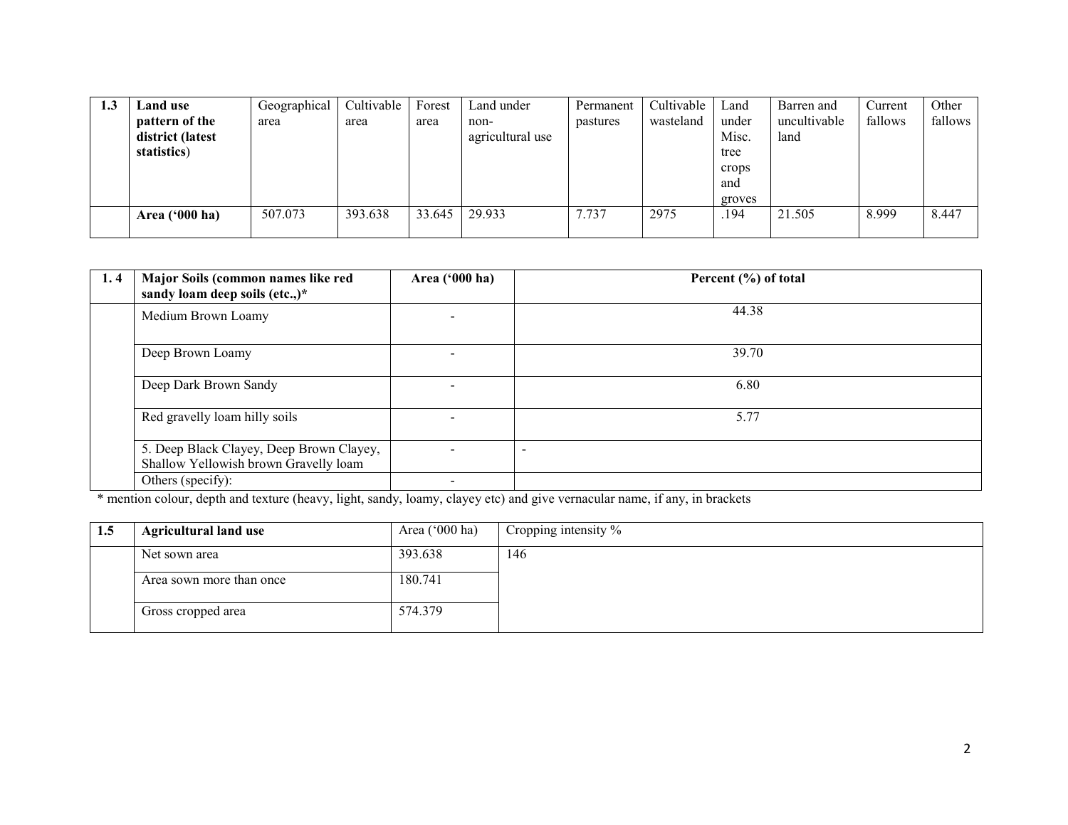| 1.3 | Land use pattern of the district (latest statistics) | Geographical area | Cultivable area | Forest area | Land under non-agricultural use | Permanent pastures | Cultivable wasteland | Land under Misc. tree crops and groves | Barren and uncultivable land | Current fallows | Other fallows |
|---|---|---|---|---|---|---|---|---|---|---|---|
| | **Area ('000 ha)** | 507.073 | 393.638 | 33.645 | 29.933 | 7.737 | 2975 | .194 | 21.505 | 8.999 | 8.447 |

| 1. 4 | Major Soils (common names like red sandy loam deep soils (etc.,)* | Area ('000 ha) | Percent (%) of total |
|---|---|---|---|
| | Medium Brown Loamy | - | 44.38 |
| | Deep Brown Loamy | - | 39.70 |
| | Deep Dark Brown Sandy | - | 6.80 |
| | Red gravelly loam hilly soils | - | 5.77 |
| | 5. Deep Black Clayey, Deep Brown Clayey, Shallow Yellowish brown Gravelly loam | - | - |
| | Others (specify): | - | |

* mention colour, depth and texture (heavy, light, sandy, loamy, clayey etc) and give vernacular name, if any, in brackets

| 1.5 | Agricultural land use | Area ('000 ha) | Cropping intensity % |
|---|---|---|---|
| | Net sown area | 393.638 | 146 |
| | Area sown more than once | 180.741 | |
| | Gross cropped area | 574.379 | |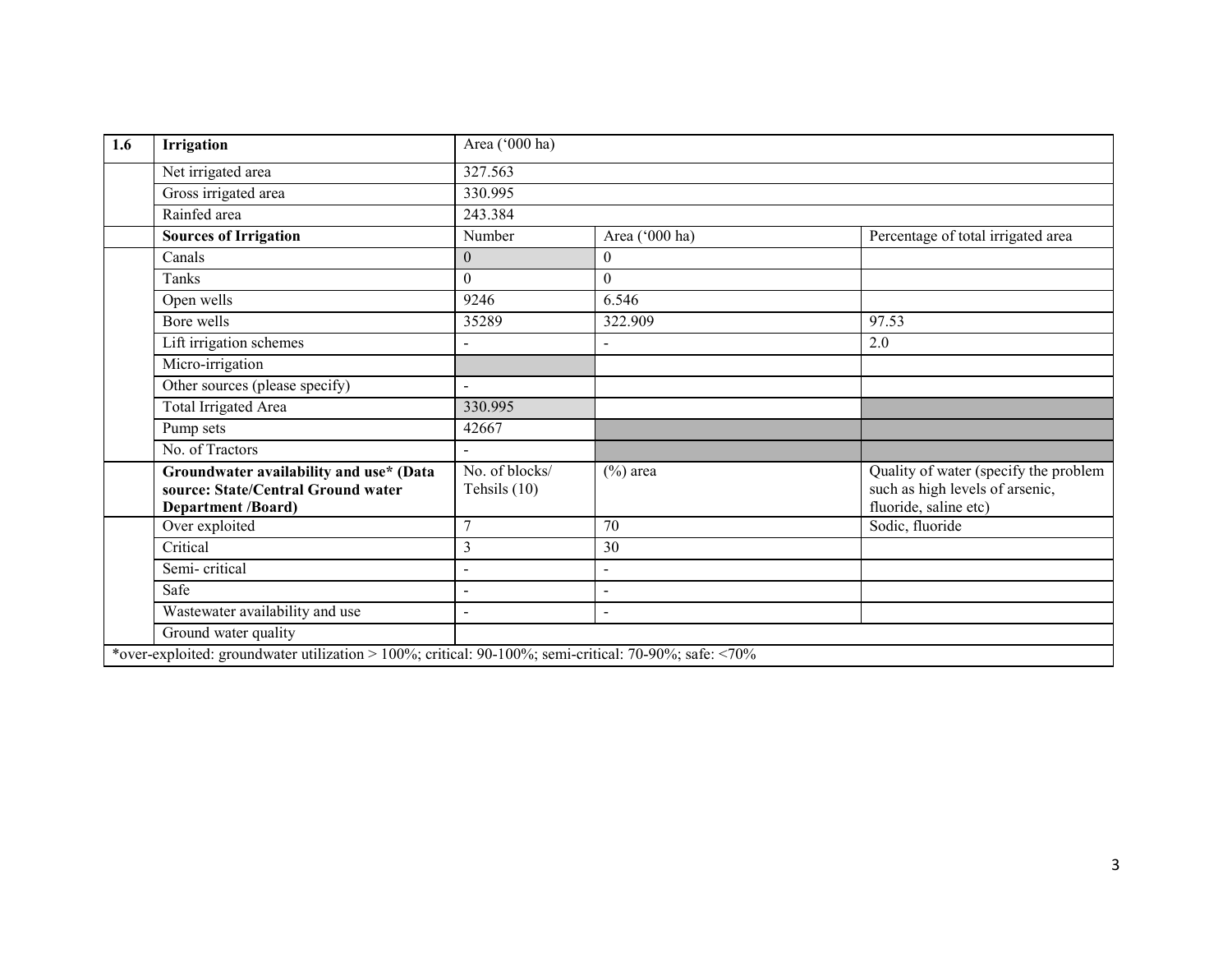| 1.6 | Irrigation | Area ('000 ha) | | |
|---|---|---|---|---|
| | Net irrigated area | 327.563 | | |
| | Gross irrigated area | 330.995 | | |
| | Rainfed area | 243.384 | | |
| | **Sources of Irrigation** | Number | Area ('000 ha) | Percentage of total irrigated area |
| | Canals | 0 | 0 | |
| | Tanks | 0 | 0 | |
| | Open wells | 9246 | 6.546 | |
| | Bore wells | 35289 | 322.909 | 97.53 |
| | Lift irrigation schemes | - | - | 2.0 |
| | Micro-irrigation | | | |
| | Other sources (please specify) | - | | |
| | Total Irrigated Area | 330.995 | | |
| | Pump sets | 42667 | | |
| | No. of Tractors | - | | |
| | **Groundwater availability and use* (Data source: State/Central Ground water Department /Board)** | No. of blocks/ Tehsils (10) | (%) area | Quality of water (specify the problem such as high levels of arsenic, fluoride, saline etc) |
| | Over exploited | 7 | 70 | Sodic, fluoride |
| | Critical | 3 | 30 | |
| | Semi- critical | - | - | |
| | Safe | - | - | |
| | Wastewater availability and use | - | - | |
| | Ground water quality | | | |

*over-exploited: groundwater utilization > 100%; critical: 90-100%; semi-critical: 70-90%; safe: <70%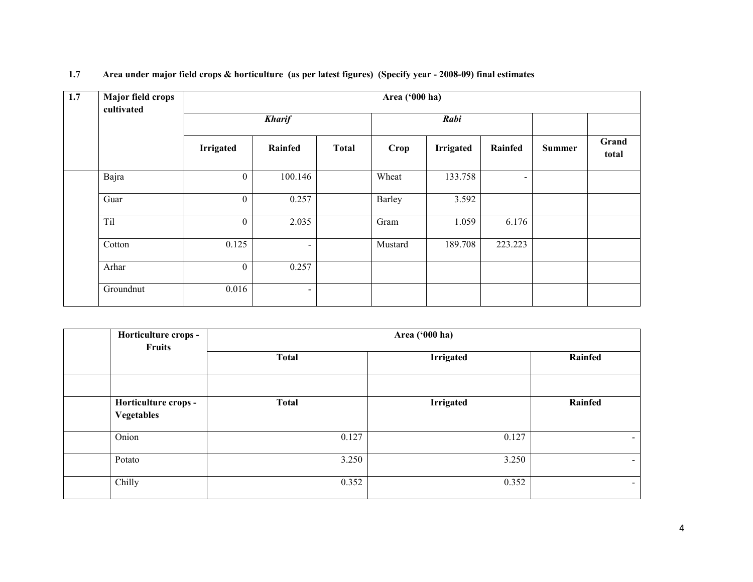**1.7 Area under major field crops & horticulture (as per latest figures) (Specify year - 2008-09) final estimates**

| 1.7 | Major field crops cultivated | Area ('000 ha) | | | | | | | |
|---|---|---|---|---|---|---|---|---|---|
| | | *Kharif* | | | *Rabi* | | | | |
| | | Irrigated | Rainfed | Total | Crop | Irrigated | Rainfed | Summer | Grand total |
| | Bajra | 0 | 100.146 | | Wheat | 133.758 | - | | |
| | Guar | 0 | 0.257 | | Barley | 3.592 | | | |
| | Til | 0 | 2.035 | | Gram | 1.059 | 6.176 | | |
| | Cotton | 0.125 | - | | Mustard | 189.708 | 223.223 | | |
| | Arhar | 0 | 0.257 | | | | | | |
| | Groundnut | 0.016 | - | | | | | | |

| | Horticulture crops - Fruits | Area ('000 ha) | | |
|---|---|---|---|---|
| | | Total | Irrigated | Rainfed |
| | | | | |
| | **Horticulture crops - Vegetables** | **Total** | **Irrigated** | **Rainfed** |
| | Onion | 0.127 | 0.127 | - |
| | Potato | 3.250 | 3.250 | - |
| | Chilly | 0.352 | 0.352 | - |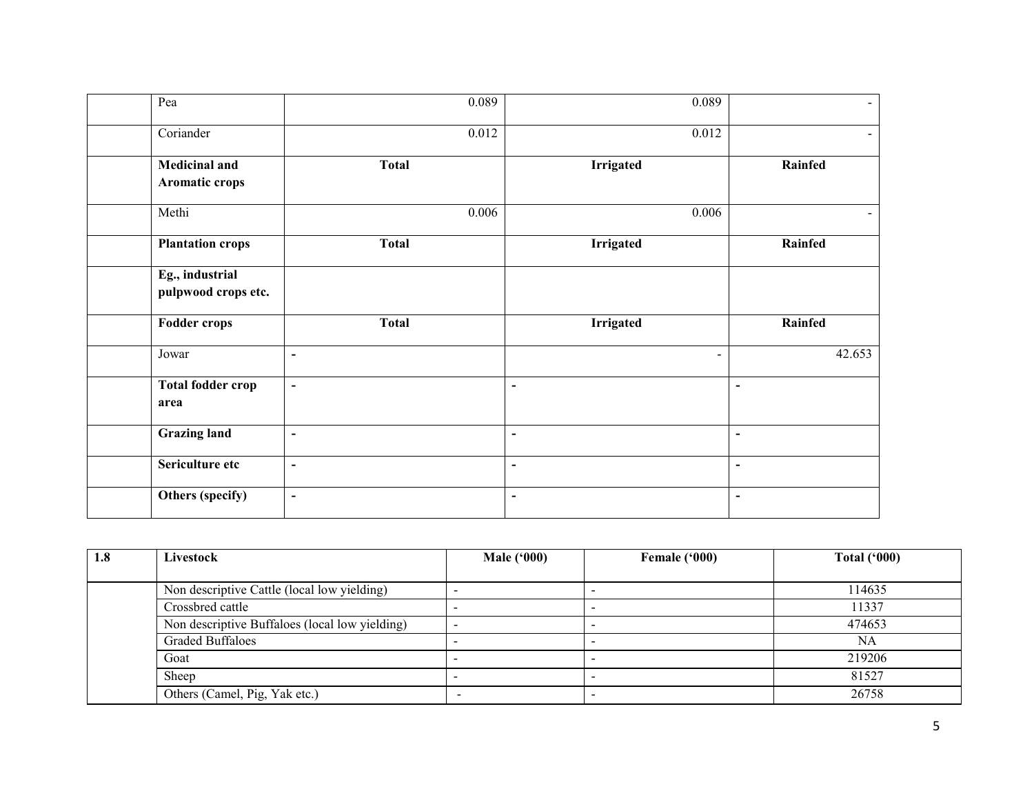| | | | | |
|---|---|---|---|---|
| | Pea | 0.089 | 0.089 | - |
| | Coriander | 0.012 | 0.012 | - |
| | **Medicinal and Aromatic crops** | **Total** | **Irrigated** | **Rainfed** |
| | Methi | 0.006 | 0.006 | - |
| | **Plantation crops** | **Total** | **Irrigated** | **Rainfed** |
| | **Eg., industrial pulpwood crops etc.** | | | |
| | **Fodder crops** | **Total** | **Irrigated** | **Rainfed** |
| | Jowar | - | - | 42.653 |
| | **Total fodder crop area** | - | - | - |
| | **Grazing land** | - | - | - |
| | **Sericulture etc** | - | - | - |
| | **Others (specify)** | - | - | - |

| **1.8** | **Livestock** | **Male ('000)** | **Female ('000)** | **Total ('000)** |
|---|---|---|---|---|
| | Non descriptive Cattle (local low yielding) | - | - | 114635 |
| | Crossbred cattle | - | - | 11337 |
| | Non descriptive Buffaloes (local low yielding) | - | - | 474653 |
| | Graded Buffaloes | - | - | NA |
| | Goat | - | - | 219206 |
| | Sheep | - | - | 81527 |
| | Others (Camel, Pig, Yak etc.) | - | - | 26758 |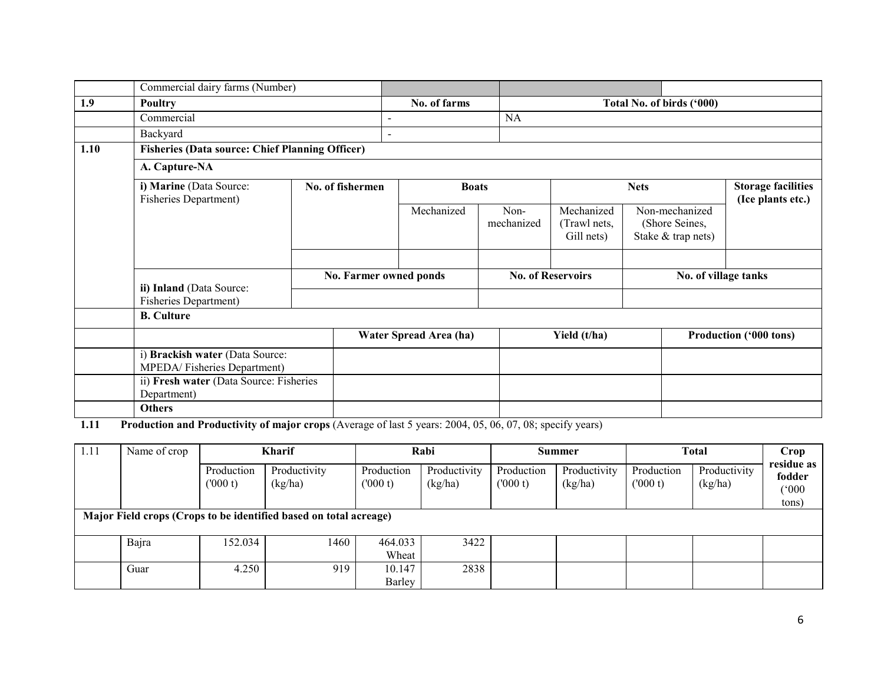|  | Commercial dairy farms (Number) |  |  |  |
| --- | --- | --- | --- | --- |
| **1.9** | **Poultry** | **No. of farms** | **Total No. of birds ('000)** |  |
|  | Commercial | - | NA |  |
|  | Backyard | - |  |  |

| **1.10** | **Fisheries (Data source: Chief Planning Officer)** | | | | | | |
| --- | --- | --- | --- | --- | --- | --- | --- |
|  | **A. Capture-NA** | | | | | | |
|  | **i) Marine** (Data Source: Fisheries Department) | **No. of fishermen** | **Boats** | | **Nets** | | **Storage facilities (Ice plants etc.)** |
|  |  |  | Mechanized | Non-mechanized | Mechanized (Trawl nets, Gill nets) | Non-mechanized (Shore Seines, Stake & trap nets) |  |
|  |  |  |  |  |  |  |  |
|  | **ii) Inland** (Data Source: Fisheries Department) | **No. Farmer owned ponds** | | **No. of Reservoirs** | | **No. of village tanks** | |
|  |  |  | |  | |  | |
|  | **B. Culture** | | | | | | |
|  |  | **Water Spread Area (ha)** | | **Yield (t/ha)** | | **Production ('000 tons)** | |
|  | i) **Brackish water** (Data Source: MPEDA/ Fisheries Department) |  | |  | |  | |
|  | ii) **Fresh water** (Data Source: Fisheries Department) |  | |  | |  | |
|  | **Others** |  | |  | |  | |

**1.11 Production and Productivity of major crops** (Average of last 5 years: 2004, 05, 06, 07, 08; specify years)

| 1.11 | Name of crop | **Kharif** | | **Rabi** | | **Summer** | | **Total** | | **Crop residue as fodder ('000 tons)** |
| --- | --- | --- | --- | --- | --- | --- | --- | --- | --- | --- |
|  |  | Production ('000 t) | Productivity (kg/ha) | Production ('000 t) | Productivity (kg/ha) | Production ('000 t) | Productivity (kg/ha) | Production ('000 t) | Productivity (kg/ha) |  |
| **Major Field crops (Crops to be identified based on total acreage)** | | | | | | | | | | |
|  | Bajra | 152.034 | 1460 | 464.033 Wheat | 3422 |  |  |  |  |  |
|  | Guar | 4.250 | 919 | 10.147 Barley | 2838 |  |  |  |  |  |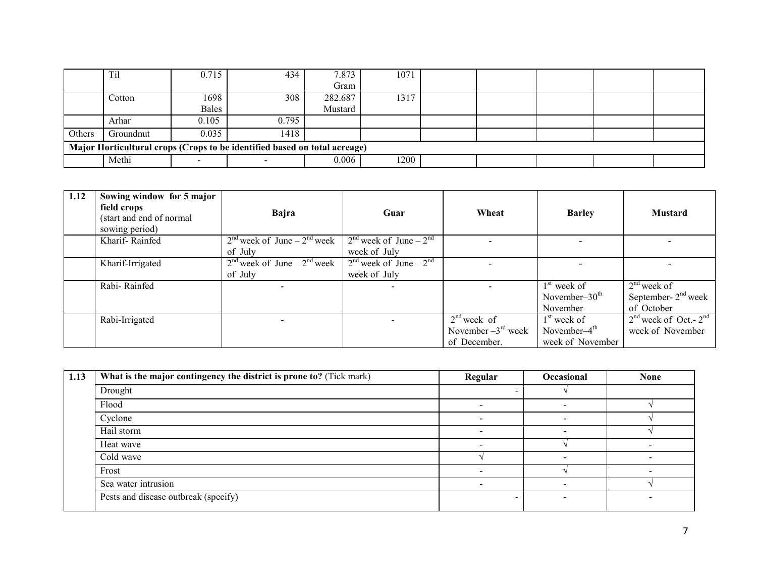|  | Til | 0.715 | 434 | 7.873 Gram | 1071 |  |  |  |  |  |
|---|---|---|---|---|---|---|---|---|---|---|
|  | Cotton | 1698 Bales | 308 | 282.687 Mustard | 1317 |  |  |  |  |  |
|  | Arhar | 0.105 | 0.795 |  |  |  |  |  |  |  |
| Others | Groundnut | 0.035 | 1418 |  |  |  |  |  |  |  |
| **Major Horticultural crops (Crops to be identified based on total acreage)** | | | | | | | | | | |
|  | Methi | - | - | 0.006 | 1200 |  |  |  |  |  |

| 1.12 | **Sowing window for 5 major field crops** (start and end of normal sowing period) | **Bajra** | **Guar** | **Wheat** | **Barley** | **Mustard** |
|---|---|---|---|---|---|---|
|  | Kharif- Rainfed | 2nd week of June – 2nd week of July | 2nd week of June – 2nd week of July | - | - | - |
|  | Kharif-Irrigated | 2nd week of June – 2nd week of July | 2nd week of June – 2nd week of July | - | - | - |
|  | Rabi- Rainfed | - | - | - | 1st week of November–30th November | 2nd week of September- 2nd week of October |
|  | Rabi-Irrigated | - | - | 2nd week of November –3rd week of December. | 1st week of November–4th week of November | 2nd week of Oct.- 2nd week of November |

| 1.13 | **What is the major contingency the district is prone to?** (Tick mark) | **Regular** | **Occasional** | **None** |
|---|---|---|---|---|
|  | Drought | - | √ |  |
|  | Flood | - | - | √ |
|  | Cyclone | - | - | √ |
|  | Hail storm | - | - | √ |
|  | Heat wave | - | √ | - |
|  | Cold wave | √ | - | - |
|  | Frost | - | √ | - |
|  | Sea water intrusion | - | - | √ |
|  | Pests and disease outbreak (specify) | - | - | - |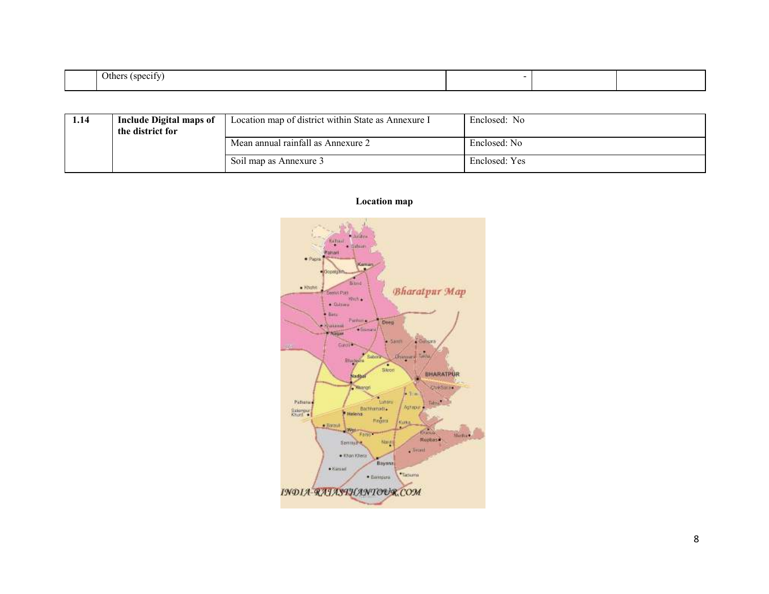|  | Others (specify) | - |  |  |
|---|---|---|---|---|

| 1.14 | **Include Digital maps of the district for** | Location map of district within State as Annexure I | Enclosed: No |
|---|---|---|---|
|  |  | Mean annual rainfall as Annexure 2 | Enclosed: No |
|  |  | Soil map as Annexure 3 | Enclosed: Yes |

**Location map**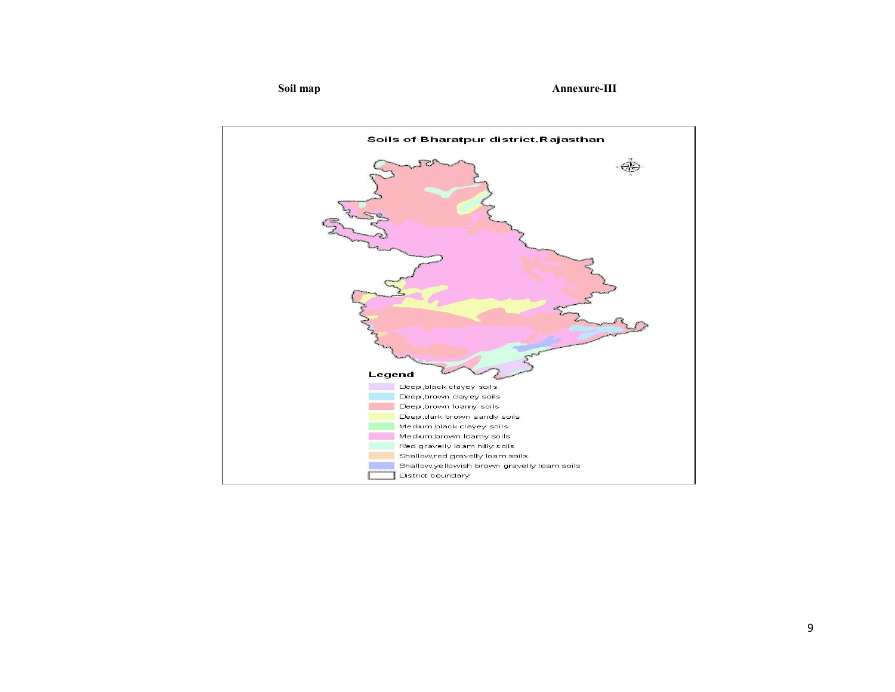**Soil map** **Annexure-III**

Soils of Bharatpur district, Rajasthan

**Legend**

- Deep,black clayey soils
- Deep,brown clayey soils
- Deep,brown loamy soils
- Deep,dark brown sandy soils
- Medium,black clayey soils
- Medium,brown loamy soils
- Red gravelly loam hilly soils
- Shallow,red gravelly loam soils
- Shallow,yellowish brown gravelly loam soils
- District boundary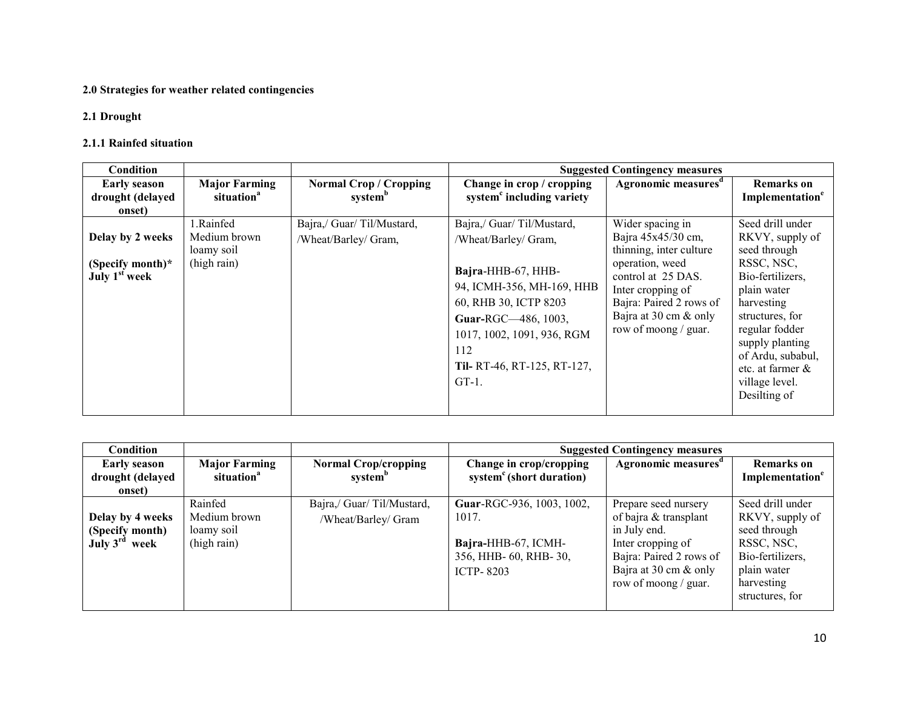**2.0 Strategies for weather related contingencies**

**2.1 Drought**

**2.1.1 Rainfed situation**

| Condition | | | Suggested Contingency measures | | |
|---|---|---|---|---|---|
| **Early season drought (delayed onset)** | **Major Farming situation[a]** | **Normal Crop / Cropping system[b]** | **Change in crop / cropping system[c] including variety** | **Agronomic measures[d]** | **Remarks on Implementation[e]** |
| **Delay by 2 weeks** <br><br> **(Specify month)*** <br> **July 1[st] week** | 1.Rainfed Medium brown loamy soil (high rain) | Bajra,/ Guar/ Til/Mustard, /Wheat/Barley/ Gram, | Bajra,/ Guar/ Til/Mustard, /Wheat/Barley/ Gram, <br><br> **Bajra**-HHB-67, HHB-94, ICMH-356, MH-169, HHB 60, RHB 30, ICTP 8203 <br> **Guar-**RGC—486, 1003, 1017, 1002, 1091, 936, RGM 112 <br> **Til-** RT-46, RT-125, RT-127, GT-1. | Wider spacing in Bajra 45x45/30 cm, thinning, inter culture operation, weed control at 25 DAS. Inter cropping of Bajra: Paired 2 rows of Bajra at 30 cm & only row of moong / guar. | Seed drill under RKVY, supply of seed through RSSC, NSC, Bio-fertilizers, plain water harvesting structures, for regular fodder supply planting of Ardu, subabul, etc. at farmer & village level. Desilting of |

| Condition | | | Suggested Contingency measures | | |
|---|---|---|---|---|---|
| **Early season drought (delayed onset)** | **Major Farming situation[a]** | **Normal Crop/cropping system[b]** | **Change in crop/cropping system[c] (short duration)** | **Agronomic measures[d]** | **Remarks on Implementation[e]** |
| **Delay by 4 weeks** <br> **(Specify month)** <br> **July 3[rd] week** | Rainfed Medium brown loamy soil (high rain) | Bajra,/ Guar/ Til/Mustard, /Wheat/Barley/ Gram | **Guar**-RGC-936, 1003, 1002, 1017. <br><br> **Bajra-**HHB-67, ICMH-356, HHB- 60, RHB- 30, ICTP- 8203 | Prepare seed nursery of bajra & transplant in July end. Inter cropping of Bajra: Paired 2 rows of Bajra at 30 cm & only row of moong / guar. | Seed drill under RKVY, supply of seed through RSSC, NSC, Bio-fertilizers, plain water harvesting structures, for |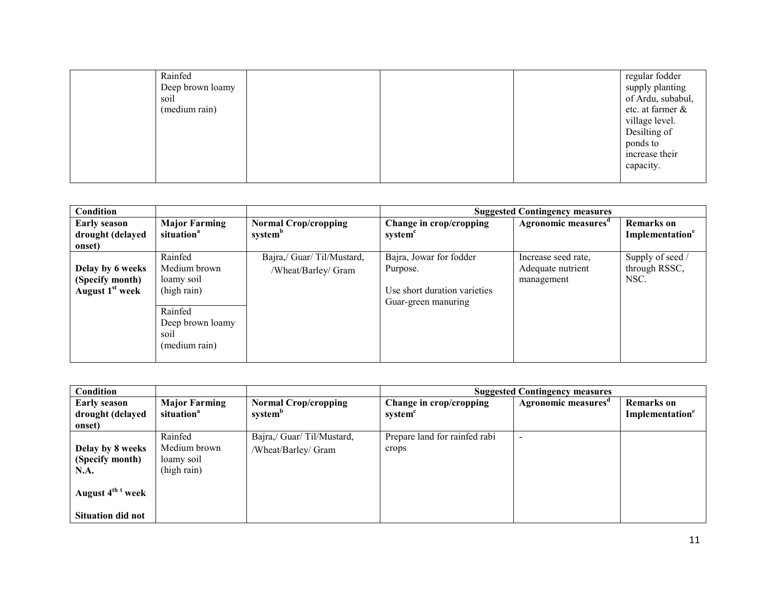| | Rainfed Deep brown loamy soil (medium rain) | | | | regular fodder supply planting of Ardu, subabul, etc. at farmer & village level. Desilting of ponds to increase their capacity. |
|---|---|---|---|---|---|

| Condition | | | Suggested Contingency measures | | |
|---|---|---|---|---|---|
| Early season drought (delayed onset) | Major Farming situation[a] | Normal Crop/cropping system[b] | Change in crop/cropping system[c] | Agronomic measures[d] | Remarks on Implementation[e] |
| Delay by 6 weeks (Specify month) August 1[st] week | Rainfed Medium brown loamy soil (high rain) | Bajra,/ Guar/ Til/Mustard, /Wheat/Barley/ Gram | Bajra, Jowar for fodder Purpose.<br><br>Use short duration varieties Guar-green manuring | Increase seed rate, Adequate nutrient management | Supply of seed / through RSSC, NSC. |
| | Rainfed Deep brown loamy soil (medium rain) | | | | |

| Condition | | | Suggested Contingency measures | | |
|---|---|---|---|---|---|
| Early season drought (delayed onset) | Major Farming situation[a] | Normal Crop/cropping system[b] | Change in crop/cropping system[c] | Agronomic measures[d] | Remarks on Implementation[e] |
| Delay by 8 weeks (Specify month) N.A.<br><br>August 4[th t] week<br><br>Situation did not | Rainfed Medium brown loamy soil (high rain) | Bajra,/ Guar/ Til/Mustard, /Wheat/Barley/ Gram | Prepare land for rainfed rabi crops | - | |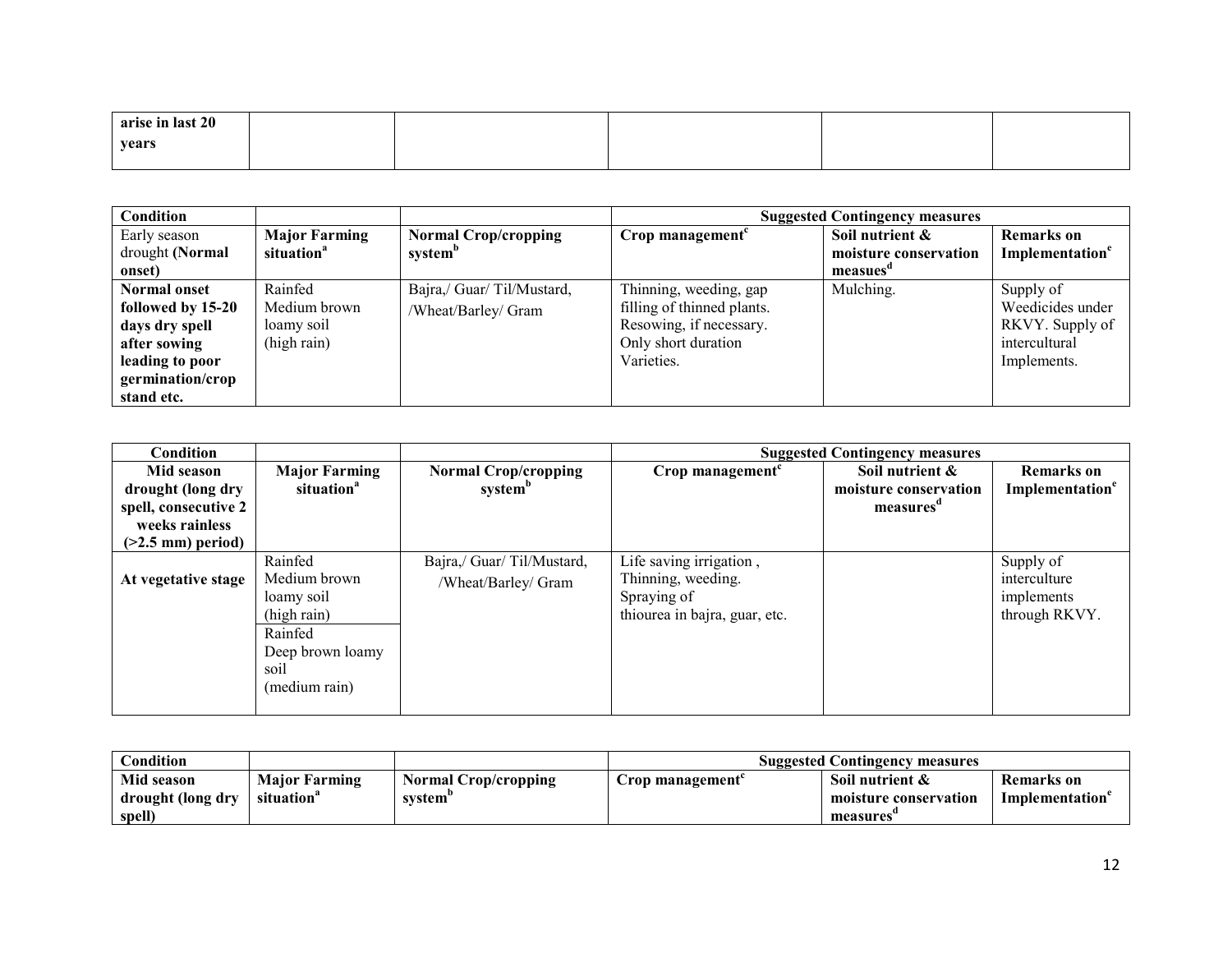| **arise in last 20 years** | | | | | |
|---|---|---|---|---|---|

| **Condition** | | | **Suggested Contingency measures** | | |
|---|---|---|---|---|---|
| Early season drought **(Normal onset)** | **Major Farming situation[a]** | **Normal Crop/cropping system[b]** | **Crop management[c]** | **Soil nutrient & moisture conservation measues[d]** | **Remarks on Implementation[e]** |
| **Normal onset followed by 15-20 days dry spell after sowing leading to poor germination/crop stand etc.** | Rainfed Medium brown loamy soil (high rain) | Bajra,/ Guar/ Til/Mustard, /Wheat/Barley/ Gram | Thinning, weeding, gap filling of thinned plants. Resowing, if necessary. Only short duration Varieties. | Mulching. | Supply of Weedicides under RKVY. Supply of intercultural Implements. |

| **Condition** | | | **Suggested Contingency measures** | | |
|---|---|---|---|---|---|
| **Mid season drought (long dry spell, consecutive 2 weeks rainless (>2.5 mm) period)** | **Major Farming situation[a]** | **Normal Crop/cropping system[b]** | **Crop management[c]** | **Soil nutrient & moisture conservation measures[d]** | **Remarks on Implementation[e]** |
| **At vegetative stage** | Rainfed Medium brown loamy soil (high rain) | Bajra,/ Guar/ Til/Mustard, /Wheat/Barley/ Gram | Life saving irrigation , Thinning, weeding. Spraying of thiourea in bajra, guar, etc. | | Supply of interculture implements through RKVY. |
| | Rainfed Deep brown loamy soil (medium rain) | | | | |

| **Condition** | | | **Suggested Contingency measures** | | |
|---|---|---|---|---|---|
| **Mid season drought (long dry spell)** | **Major Farming situation[a]** | **Normal Crop/cropping system[b]** | **Crop management[c]** | **Soil nutrient & moisture conservation measures[d]** | **Remarks on Implementation[e]** |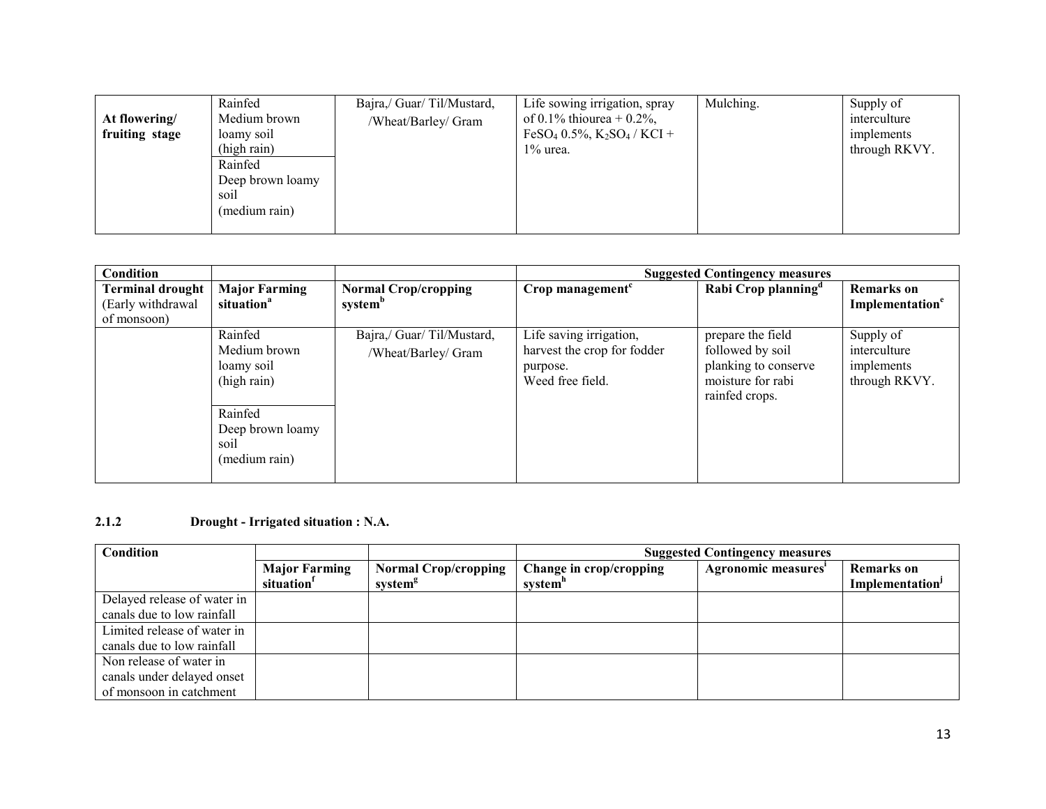| At flowering/ fruiting stage | Rainfed Medium brown loamy soil (high rain) | Bajra,/ Guar/ Til/Mustard, /Wheat/Barley/ Gram | Life sowing irrigation, spray of 0.1% thiourea + 0.2%, $FeSO_4$ 0.5%, $K_2SO_4$ / KCI + 1% urea. | Mulching. | Supply of interculture implements through RKVY. |
|---|---|---|---|---|---|
| | Rainfed Deep brown loamy soil (medium rain) | | | | |

| Condition | | | Suggested Contingency measures | | |
|---|---|---|---|---|---|
| Terminal drought (Early withdrawal of monsoon) | Major Farming situation[a] | Normal Crop/cropping system[b] | Crop management[c] | Rabi Crop planning[d] | Remarks on Implementation[e] |
| | Rainfed Medium brown loamy soil (high rain) | Bajra,/ Guar/ Til/Mustard, /Wheat/Barley/ Gram | Life saving irrigation, harvest the crop for fodder purpose. Weed free field. | prepare the field followed by soil planking to conserve moisture for rabi rainfed crops. | Supply of interculture implements through RKVY. |
| | Rainfed Deep brown loamy soil (medium rain) | | | | |

### 2.1.2 Drought - Irrigated situation : N.A.

| Condition | | | Suggested Contingency measures | | |
|---|---|---|---|---|---|
| | Major Farming situation[f] | Normal Crop/cropping system[g] | Change in crop/cropping system[h] | Agronomic measures[i] | Remarks on Implementation[j] |
| Delayed release of water in canals due to low rainfall | | | | | |
| Limited release of water in canals due to low rainfall | | | | | |
| Non release of water in canals under delayed onset of monsoon in catchment | | | | | |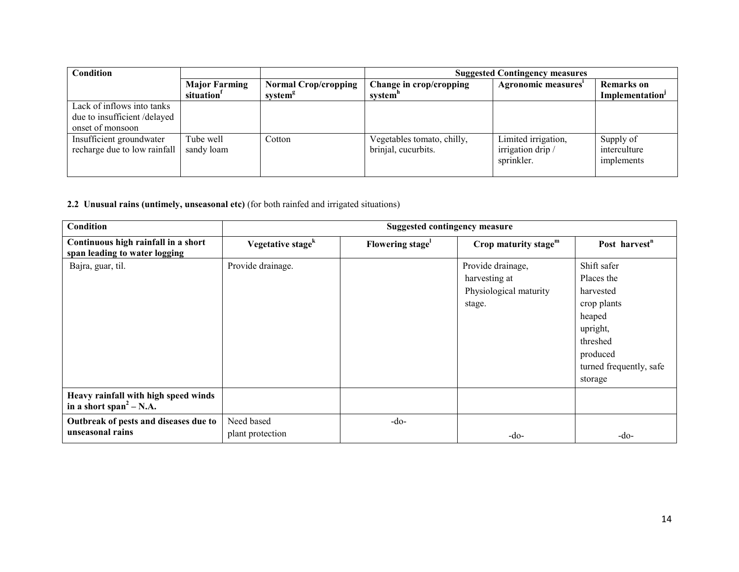| Condition | | | Suggested Contingency measures | | |
|---|---|---|---|---|---|
| | Major Farming situation[f] | Normal Crop/cropping system[g] | Change in crop/cropping system[h] | Agronomic measures[i] | Remarks on Implementation[j] |
| Lack of inflows into tanks due to insufficient /delayed onset of monsoon | | | | | |
| Insufficient groundwater recharge due to low rainfall | Tube well sandy loam | Cotton | Vegetables tomato, chilly, brinjal, cucurbits. | Limited irrigation, irrigation drip / sprinkler. | Supply of interculture implements |

**2.2 Unusual rains (untimely, unseasonal etc)** (for both rainfed and irrigated situations)

| Condition | Suggested contingency measure | | | |
|---|---|---|---|---|
| **Continuous high rainfall in a short span leading to water logging** | **Vegetative stage[k]** | **Flowering stage[l]** | **Crop maturity stage[m]** | **Post harvest[n]** |
| Bajra, guar, til. | Provide drainage. | | Provide drainage, harvesting at Physiological maturity stage. | Shift safer Places the harvested crop plants heaped upright, threshed produced turned frequently, safe storage |
| **Heavy rainfall with high speed winds in a short span[2] – N.A.** | | | | |
| **Outbreak of pests and diseases due to unseasonal rains** | Need based plant protection | -do- | -do- | -do- |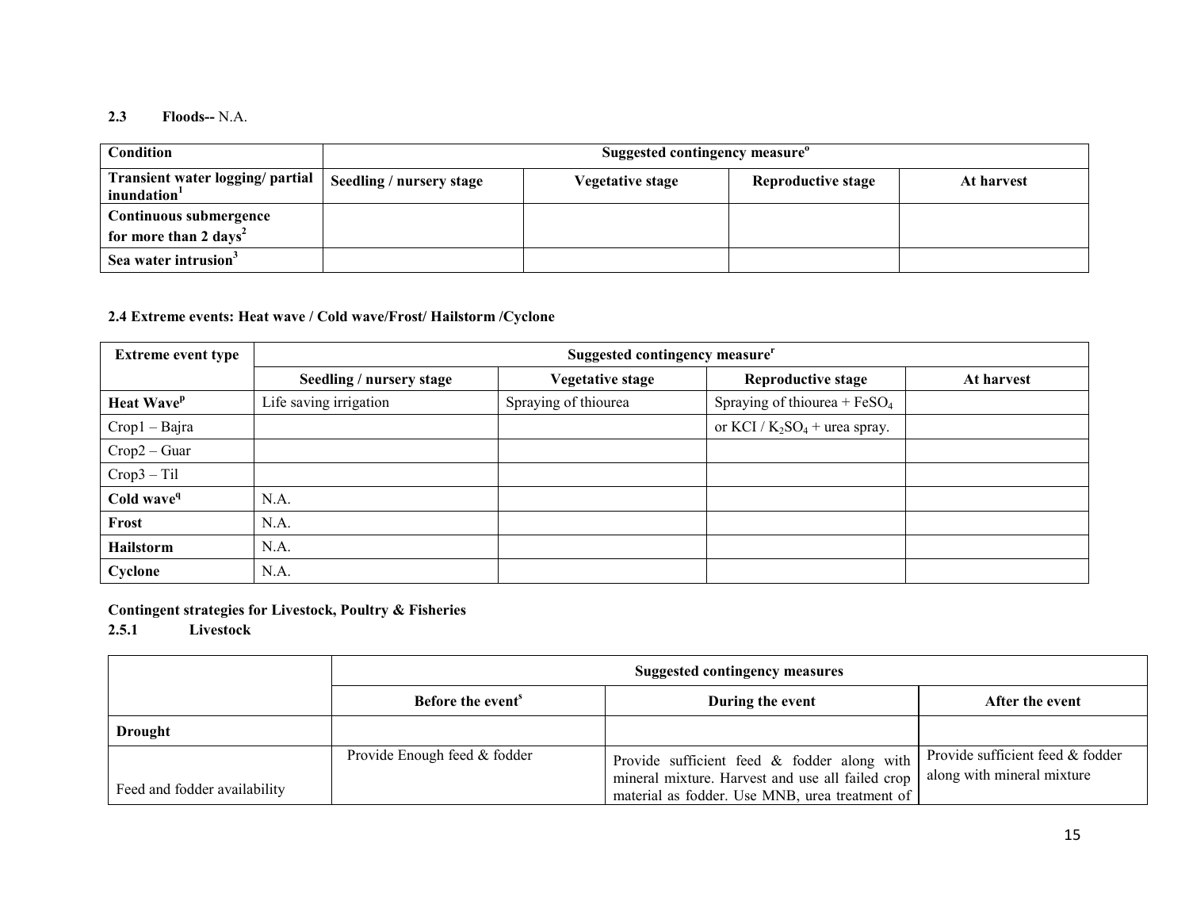**2.3 Floods--** N.A.

| Condition | Suggested contingency measure[o] | | | |
|---|---|---|---|---|
| **Transient water logging/ partial inundation[1]** | **Seedling / nursery stage** | **Vegetative stage** | **Reproductive stage** | **At harvest** |
| **Continuous submergence for more than 2 days[2]** | | | | |
| **Sea water intrusion[3]** | | | | |

**2.4 Extreme events: Heat wave / Cold wave/Frost/ Hailstorm /Cyclone**

| Extreme event type | Suggested contingency measure[r] | | | |
|---|---|---|---|---|
| | **Seedling / nursery stage** | **Vegetative stage** | **Reproductive stage** | **At harvest** |
| **Heat Wave[p]** | Life saving irrigation | Spraying of thiourea | Spraying of thiourea + $FeSO_4$ | |
| Crop1 – Bajra | | | or KCI / $K_2SO_4$ + urea spray. | |
| Crop2 – Guar | | | | |
| Crop3 – Til | | | | |
| **Cold wave[q]** | N.A. | | | |
| **Frost** | N.A. | | | |
| **Hailstorm** | N.A. | | | |
| **Cyclone** | N.A. | | | |

**Contingent strategies for Livestock, Poultry & Fisheries**

**2.5.1 Livestock**

| | Suggested contingency measures | | |
|---|---|---|---|
| | **Before the event[s]** | **During the event** | **After the event** |
| **Drought** | | | |
| Feed and fodder availability | Provide Enough feed & fodder | Provide sufficient feed & fodder along with mineral mixture. Harvest and use all failed crop material as fodder. Use MNB, urea treatment of | Provide sufficient feed & fodder along with mineral mixture |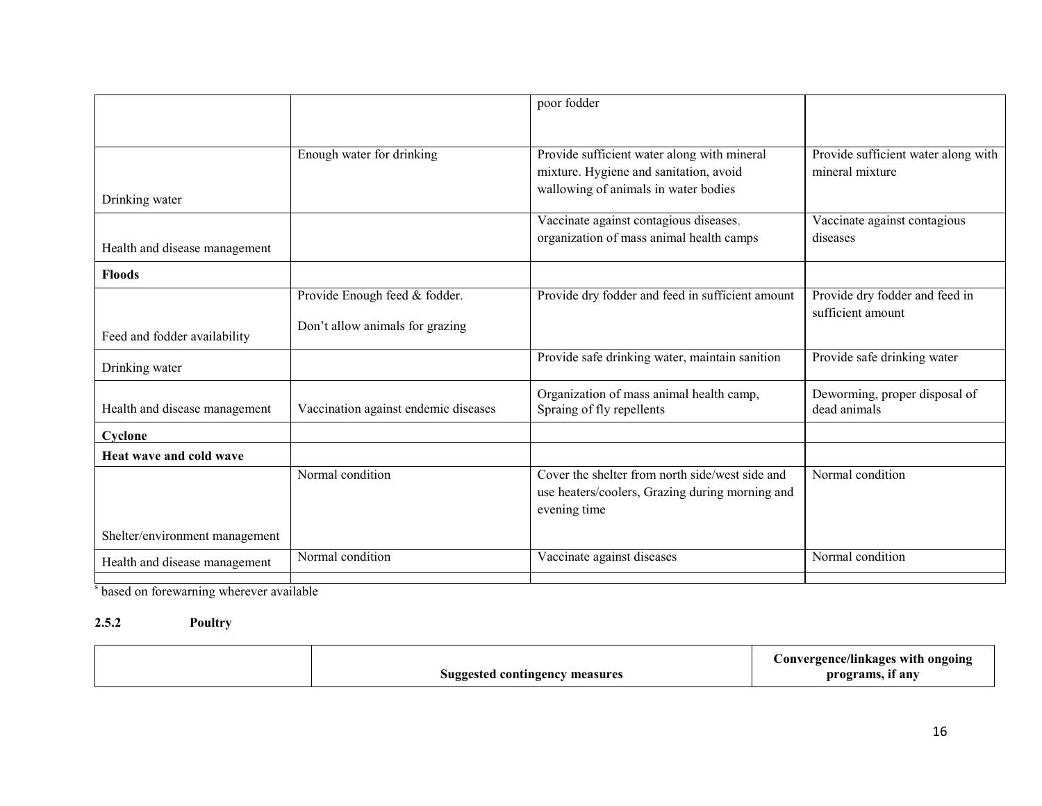| | | poor fodder | |
|---|---|---|---|
| Drinking water | Enough water for drinking | Provide sufficient water along with mineral mixture. Hygiene and sanitation, avoid wallowing of animals in water bodies | Provide sufficient water along with mineral mixture |
| Health and disease management | | Vaccinate against contagious diseases, organization of mass animal health camps | Vaccinate against contagious diseases |
| **Floods** | | | |
| Feed and fodder availability | Provide Enough feed & fodder.<br>Don't allow animals for grazing | Provide dry fodder and feed in sufficient amount | Provide dry fodder and feed in sufficient amount |
| Drinking water | | Provide safe drinking water, maintain sanition | Provide safe drinking water |
| Health and disease management | Vaccination against endemic diseases | Organization of mass animal health camp, Spraing of fly repellents | Deworming, proper disposal of dead animals |
| **Cyclone** | | | |
| **Heat wave and cold wave** | | | |
| Shelter/environment management | Normal condition | Cover the shelter from north side/west side and use heaters/coolers, Grazing during morning and evening time | Normal condition |
| Health and disease management | Normal condition | Vaccinate against diseases | Normal condition |
| | | | |

[s] based on forewarning wherever available

**2.5.2 Poultry**

| | Suggested contingency measures | Convergence/linkages with ongoing programs, if any |
|---|---|---|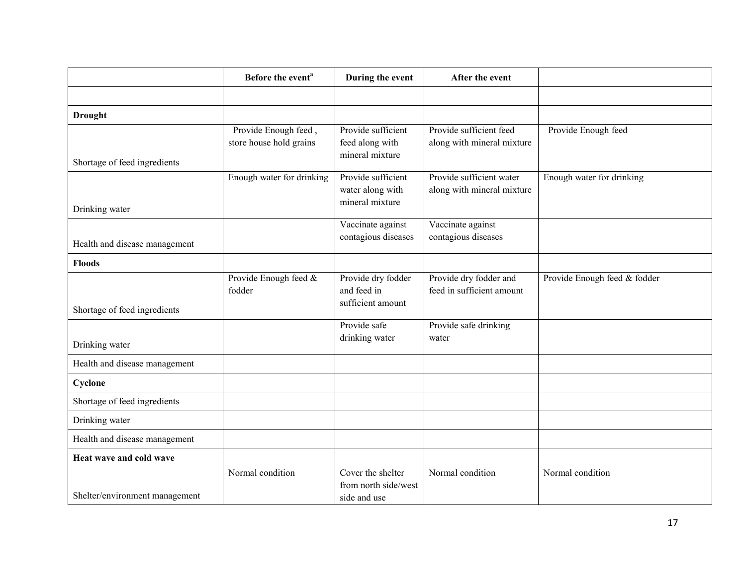|  | Before the event[a] | During the event | After the event |  |
|---|---|---|---|---|
|  |  |  |  |  |
| **Drought** |  |  |  |  |
| Shortage of feed ingredients | Provide Enough feed , store house hold grains | Provide sufficient feed along with mineral mixture | Provide sufficient feed along with mineral mixture | Provide Enough feed |
| Drinking water | Enough water for drinking | Provide sufficient water along with mineral mixture | Provide sufficient water along with mineral mixture | Enough water for drinking |
| Health and disease management |  | Vaccinate against contagious diseases | Vaccinate against contagious diseases |  |
| **Floods** |  |  |  |  |
| Shortage of feed ingredients | Provide Enough feed & fodder | Provide dry fodder and feed in sufficient amount | Provide dry fodder and feed in sufficient amount | Provide Enough feed & fodder |
| Drinking water |  | Provide safe drinking water | Provide safe drinking water |  |
| Health and disease management |  |  |  |  |
| **Cyclone** |  |  |  |  |
| Shortage of feed ingredients |  |  |  |  |
| Drinking water |  |  |  |  |
| Health and disease management |  |  |  |  |
| **Heat wave and cold wave** |  |  |  |  |
| Shelter/environment management | Normal condition | Cover the shelter from north side/west side and use | Normal condition | Normal condition |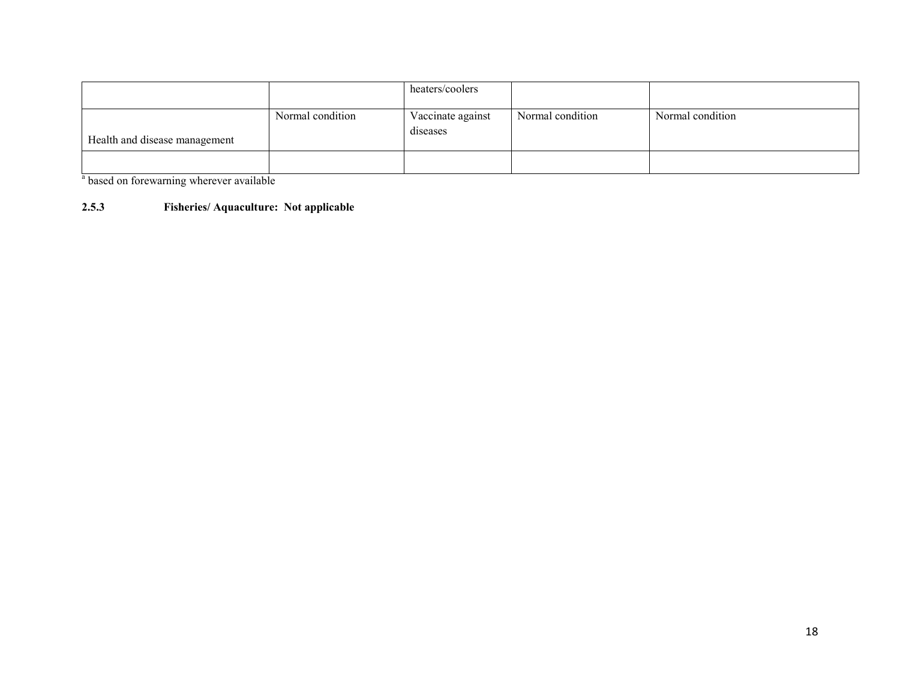| | | | | |
|---|---|---|---|---|
| | | heaters/coolers | | |
| Health and disease management | Normal condition | Vaccinate against diseases | Normal condition | Normal condition |
| | | | | |

[a] based on forewarning wherever available

**2.5.3 Fisheries/ Aquaculture: Not applicable**